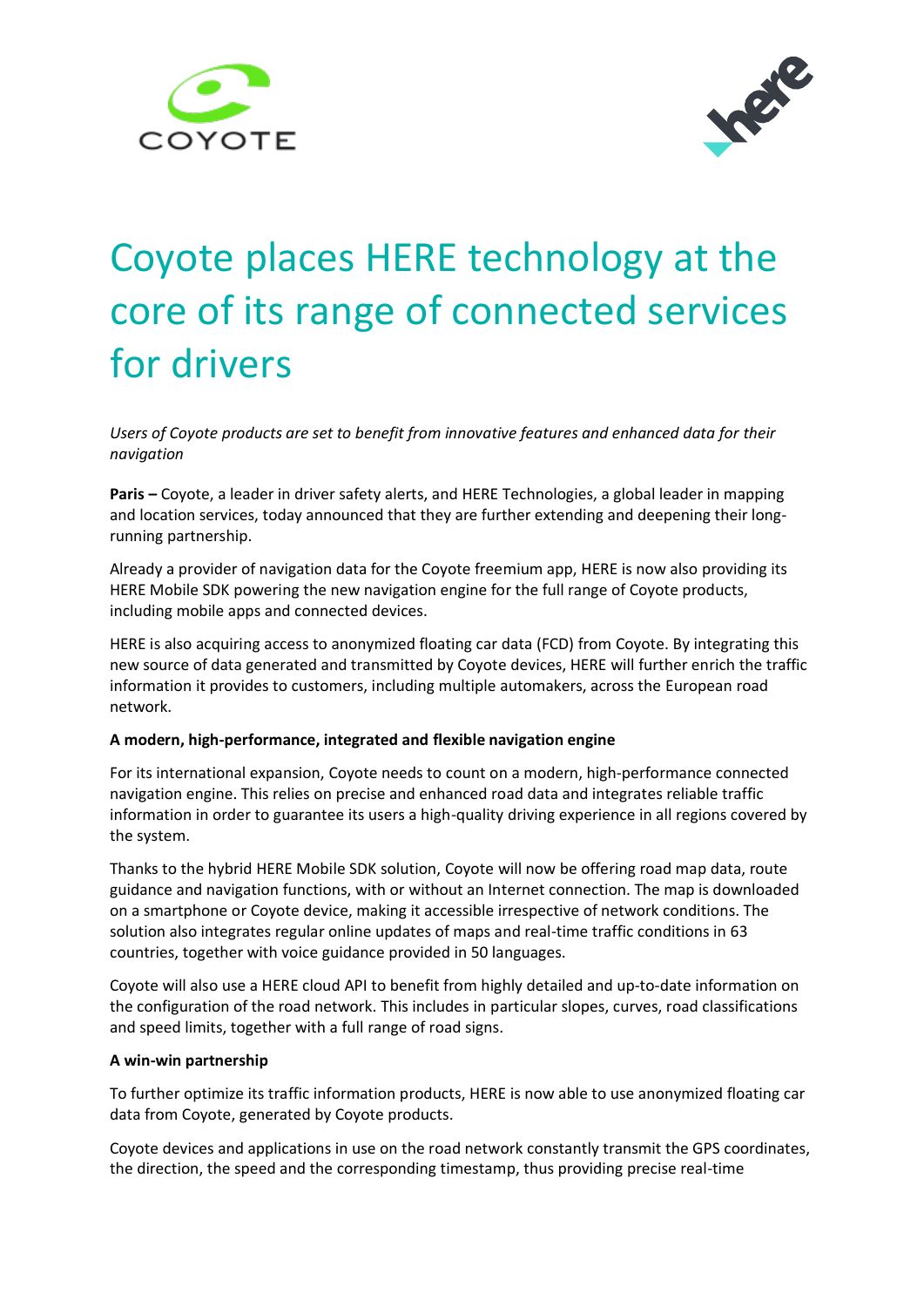# Coyote places HERE technology at the core of its range of connected services for drivers

*Users of Coyote products are set to benefit from innovative features and enhanced data for their navigation*

**Paris –** Coyote, a leader in driver safety alerts, and HERE Technologies, a global leader in mapping and location services, today announced that they are further extending and deepening their long-running partnership.

Already a provider of navigation data for the Coyote freemium app, HERE is now also providing its HERE Mobile SDK powering the new navigation engine for the full range of Coyote products, including mobile apps and connected devices.

HERE is also acquiring access to anonymized floating car data (FCD) from Coyote. By integrating this new source of data generated and transmitted by Coyote devices, HERE will further enrich the traffic information it provides to customers, including multiple automakers, across the European road network.

**A modern, high-performance, integrated and flexible navigation engine**

For its international expansion, Coyote needs to count on a modern, high-performance connected navigation engine. This relies on precise and enhanced road data and integrates reliable traffic information in order to guarantee its users a high-quality driving experience in all regions covered by the system.

Thanks to the hybrid HERE Mobile SDK solution, Coyote will now be offering road map data, route guidance and navigation functions, with or without an Internet connection. The map is downloaded on a smartphone or Coyote device, making it accessible irrespective of network conditions. The solution also integrates regular online updates of maps and real-time traffic conditions in 63 countries, together with voice guidance provided in 50 languages.

Coyote will also use a HERE cloud API to benefit from highly detailed and up-to-date information on the configuration of the road network. This includes in particular slopes, curves, road classifications and speed limits, together with a full range of road signs.

**A win-win partnership**

To further optimize its traffic information products, HERE is now able to use anonymized floating car data from Coyote, generated by Coyote products.

Coyote devices and applications in use on the road network constantly transmit the GPS coordinates, the direction, the speed and the corresponding timestamp, thus providing precise real-time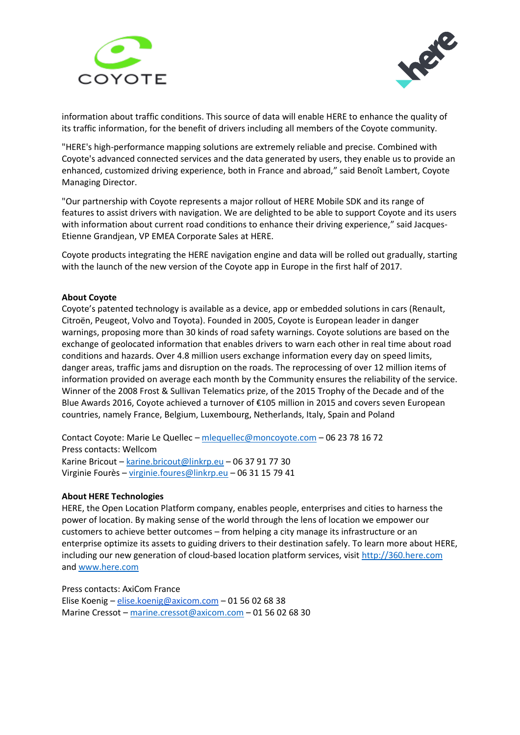information about traffic conditions. This source of data will enable HERE to enhance the quality of its traffic information, for the benefit of drivers including all members of the Coyote community.

"HERE's high-performance mapping solutions are extremely reliable and precise. Combined with Coyote's advanced connected services and the data generated by users, they enable us to provide an enhanced, customized driving experience, both in France and abroad," said Benoît Lambert, Coyote Managing Director.

"Our partnership with Coyote represents a major rollout of HERE Mobile SDK and its range of features to assist drivers with navigation. We are delighted to be able to support Coyote and its users with information about current road conditions to enhance their driving experience," said Jacques-Etienne Grandjean, VP EMEA Corporate Sales at HERE.

Coyote products integrating the HERE navigation engine and data will be rolled out gradually, starting with the launch of the new version of the Coyote app in Europe in the first half of 2017.

**About Coyote**

Coyote's patented technology is available as a device, app or embedded solutions in cars (Renault, Citroën, Peugeot, Volvo and Toyota). Founded in 2005, Coyote is European leader in danger warnings, proposing more than 30 kinds of road safety warnings. Coyote solutions are based on the exchange of geolocated information that enables drivers to warn each other in real time about road conditions and hazards. Over 4.8 million users exchange information every day on speed limits, danger areas, traffic jams and disruption on the roads. The reprocessing of over 12 million items of information provided on average each month by the Community ensures the reliability of the service. Winner of the 2008 Frost & Sullivan Telematics prize, of the 2015 Trophy of the Decade and of the Blue Awards 2016, Coyote achieved a turnover of €105 million in 2015 and covers seven European countries, namely France, Belgium, Luxembourg, Netherlands, Italy, Spain and Poland

Contact Coyote: Marie Le Quellec – mlequellec@moncoyote.com – 06 23 78 16 72
Press contacts: Wellcom
Karine Bricout – karine.bricout@linkrp.eu – 06 37 91 77 30
Virginie Fourès – virginie.foures@linkrp.eu – 06 31 15 79 41

**About HERE Technologies**

HERE, the Open Location Platform company, enables people, enterprises and cities to harness the power of location. By making sense of the world through the lens of location we empower our customers to achieve better outcomes – from helping a city manage its infrastructure or an enterprise optimize its assets to guiding drivers to their destination safely. To learn more about HERE, including our new generation of cloud-based location platform services, visit http://360.here.com and www.here.com

Press contacts: AxiCom France
Elise Koenig – elise.koenig@axicom.com – 01 56 02 68 38
Marine Cressot – marine.cressot@axicom.com – 01 56 02 68 30